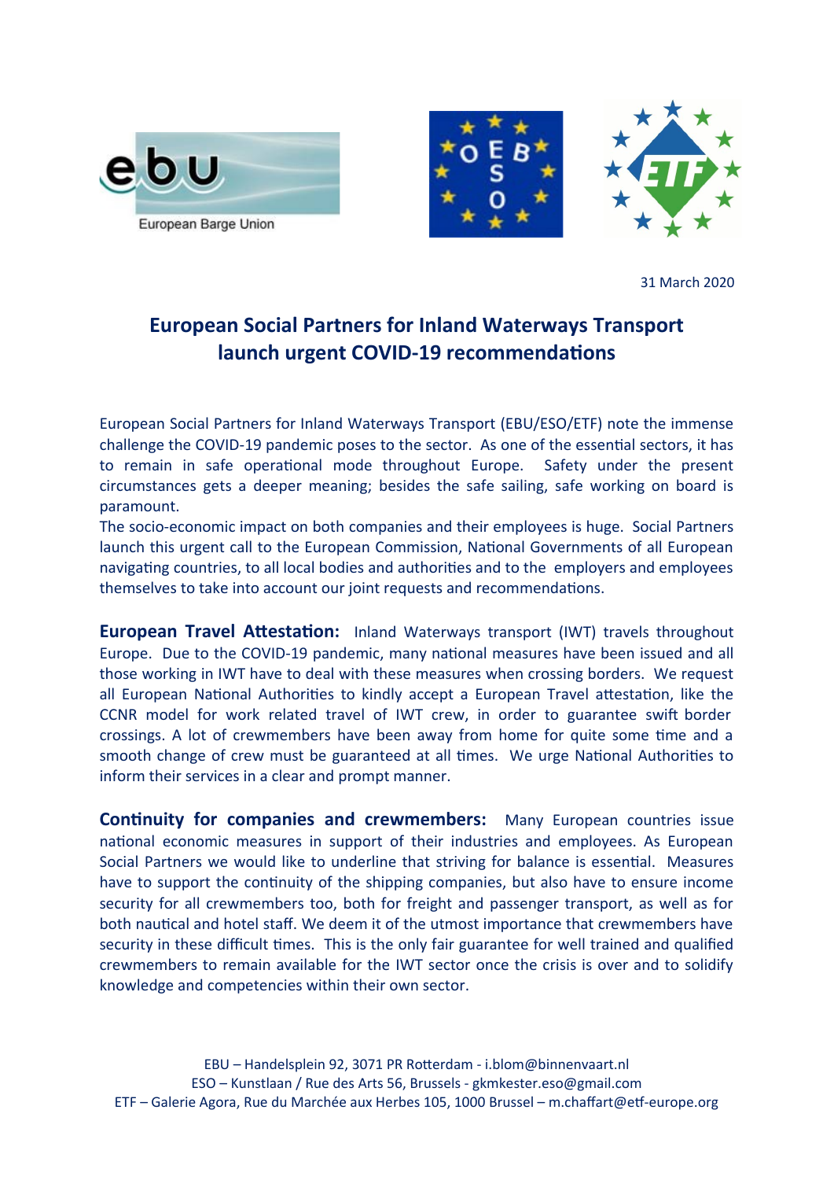European Barge Union

31 March 2020

# European Social Partners for Inland Waterways Transport launch urgent COVID-19 recommendations

European Social Partners for Inland Waterways Transport (EBU/ESO/ETF) note the immense challenge the COVID-19 pandemic poses to the sector. As one of the essential sectors, it has to remain in safe operational mode throughout Europe. Safety under the present circumstances gets a deeper meaning; besides the safe sailing, safe working on board is paramount.

The socio-economic impact on both companies and their employees is huge. Social Partners launch this urgent call to the European Commission, National Governments of all European navigating countries, to all local bodies and authorities and to the employers and employees themselves to take into account our joint requests and recommendations.

**European Travel Attestation:** Inland Waterways transport (IWT) travels throughout Europe. Due to the COVID-19 pandemic, many national measures have been issued and all those working in IWT have to deal with these measures when crossing borders. We request all European National Authorities to kindly accept a European Travel attestation, like the CCNR model for work related travel of IWT crew, in order to guarantee swift border crossings. A lot of crewmembers have been away from home for quite some time and a smooth change of crew must be guaranteed at all times. We urge National Authorities to inform their services in a clear and prompt manner.

**Continuity for companies and crewmembers:** Many European countries issue national economic measures in support of their industries and employees. As European Social Partners we would like to underline that striving for balance is essential. Measures have to support the continuity of the shipping companies, but also have to ensure income security for all crewmembers too, both for freight and passenger transport, as well as for both nautical and hotel staff. We deem it of the utmost importance that crewmembers have security in these difficult times. This is the only fair guarantee for well trained and qualified crewmembers to remain available for the IWT sector once the crisis is over and to solidify knowledge and competencies within their own sector.

EBU – Handelsplein 92, 3071 PR Rotterdam - i.blom@binnenvaart.nl
ESO – Kunstlaan / Rue des Arts 56, Brussels - gkmkester.eso@gmail.com
ETF – Galerie Agora, Rue du Marchée aux Herbes 105, 1000 Brussel – m.chaffart@etf-europe.org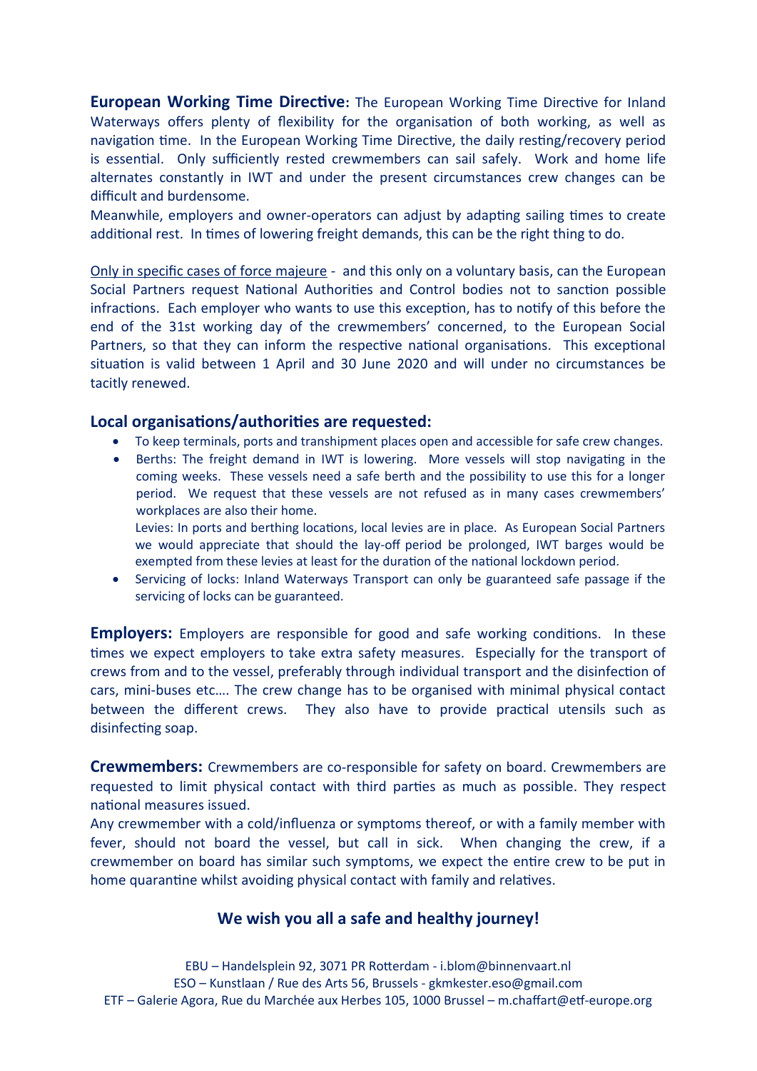**European Working Time Directive:** The European Working Time Directive for Inland Waterways offers plenty of flexibility for the organisation of both working, as well as navigation time. In the European Working Time Directive, the daily resting/recovery period is essential. Only sufficiently rested crewmembers can sail safely. Work and home life alternates constantly in IWT and under the present circumstances crew changes can be difficult and burdensome.

Meanwhile, employers and owner-operators can adjust by adapting sailing times to create additional rest. In times of lowering freight demands, this can be the right thing to do.

Only in specific cases of force majeure - and this only on a voluntary basis, can the European Social Partners request National Authorities and Control bodies not to sanction possible infractions. Each employer who wants to use this exception, has to notify of this before the end of the 31st working day of the crewmembers' concerned, to the European Social Partners, so that they can inform the respective national organisations. This exceptional situation is valid between 1 April and 30 June 2020 and will under no circumstances be tacitly renewed.

### Local organisations/authorities are requested:

- To keep terminals, ports and transhipment places open and accessible for safe crew changes.
- Berths: The freight demand in IWT is lowering. More vessels will stop navigating in the coming weeks. These vessels need a safe berth and the possibility to use this for a longer period. We request that these vessels are not refused as in many cases crewmembers' workplaces are also their home.

  Levies: In ports and berthing locations, local levies are in place. As European Social Partners we would appreciate that should the lay-off period be prolonged, IWT barges would be exempted from these levies at least for the duration of the national lockdown period.
- Servicing of locks: Inland Waterways Transport can only be guaranteed safe passage if the servicing of locks can be guaranteed.

**Employers:** Employers are responsible for good and safe working conditions. In these times we expect employers to take extra safety measures. Especially for the transport of crews from and to the vessel, preferably through individual transport and the disinfection of cars, mini-buses etc.... The crew change has to be organised with minimal physical contact between the different crews. They also have to provide practical utensils such as disinfecting soap.

**Crewmembers:** Crewmembers are co-responsible for safety on board. Crewmembers are requested to limit physical contact with third parties as much as possible. They respect national measures issued.

Any crewmember with a cold/influenza or symptoms thereof, or with a family member with fever, should not board the vessel, but call in sick. When changing the crew, if a crewmember on board has similar such symptoms, we expect the entire crew to be put in home quarantine whilst avoiding physical contact with family and relatives.

### We wish you all a safe and healthy journey!

EBU – Handelsplein 92, 3071 PR Rotterdam - i.blom@binnenvaart.nl
ESO – Kunstlaan / Rue des Arts 56, Brussels - gkmkester.eso@gmail.com
ETF – Galerie Agora, Rue du Marchée aux Herbes 105, 1000 Brussel – m.chaffart@etf-europe.org